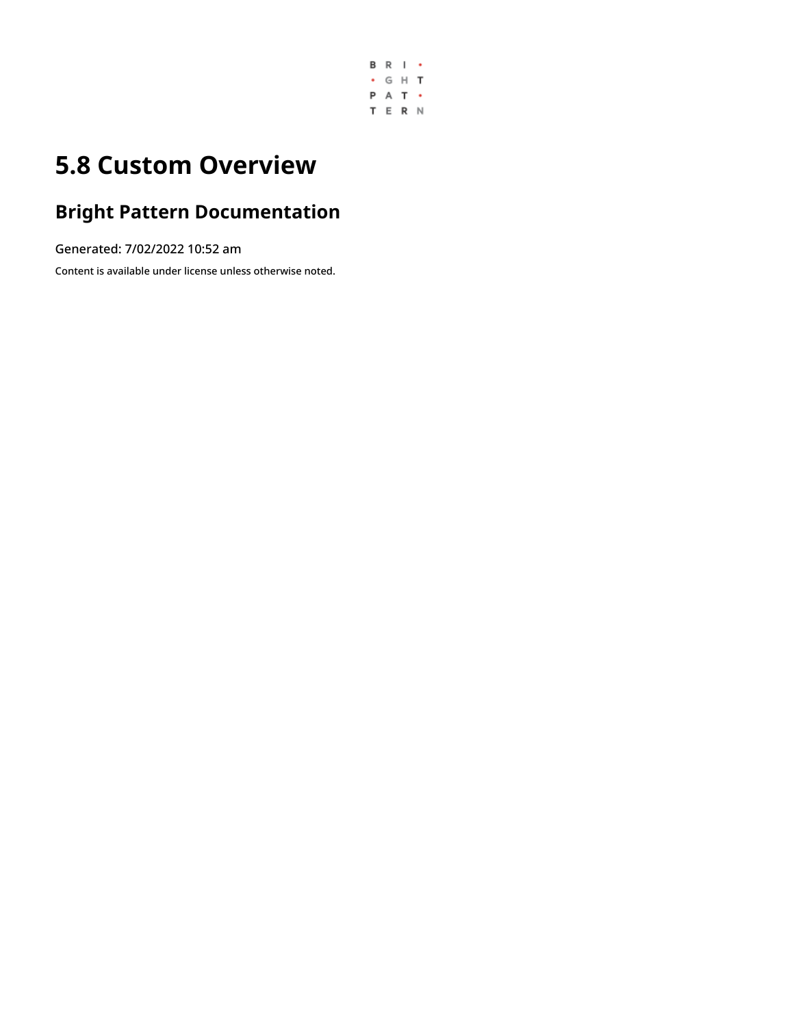# 5.8 Custom Overview

## Bright Pattern Documentation

Generated: 7/02/2022 10:52 am

Content is available under license unless otherwise noted.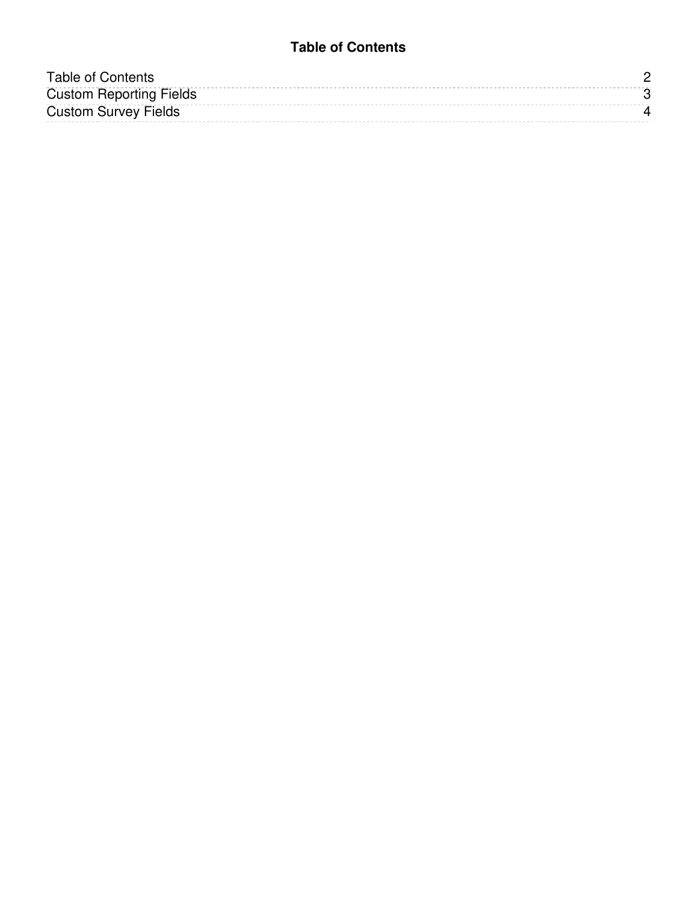# Table of Contents

| | |
|---|---|
| Table of Contents | 2 |
| Custom Reporting Fields | 3 |
| Custom Survey Fields | 4 |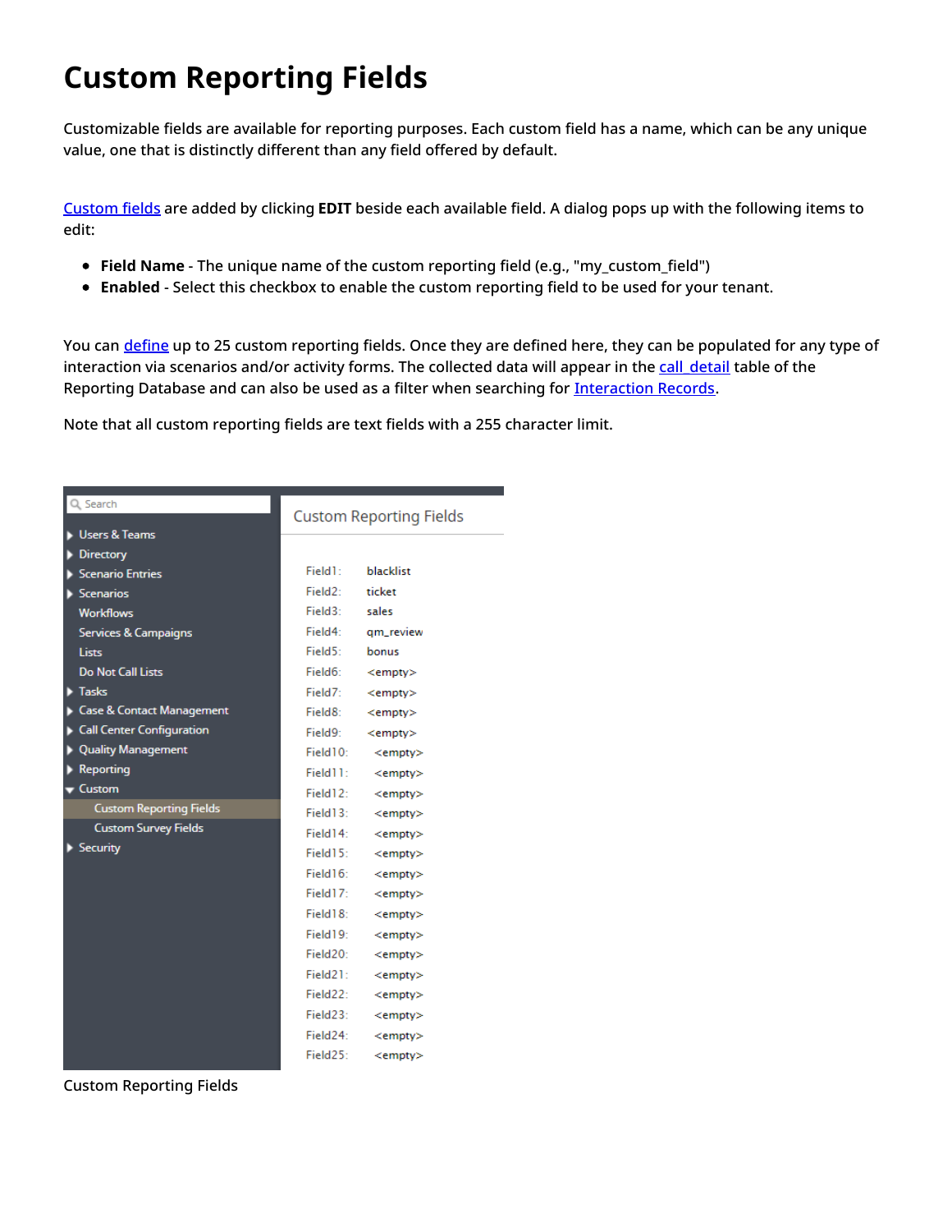# Custom Reporting Fields

Customizable fields are available for reporting purposes. Each custom field has a name, which can be any unique value, one that is distinctly different than any field offered by default.

Custom fields are added by clicking **EDIT** beside each available field. A dialog pops up with the following items to edit:

- **Field Name** - The unique name of the custom reporting field (e.g., "my_custom_field")
- **Enabled** - Select this checkbox to enable the custom reporting field to be used for your tenant.

You can define up to 25 custom reporting fields. Once they are defined here, they can be populated for any type of interaction via scenarios and/or activity forms. The collected data will appear in the call_detail table of the Reporting Database and can also be used as a filter when searching for Interaction Records.

Note that all custom reporting fields are text fields with a 255 character limit.

Custom Reporting Fields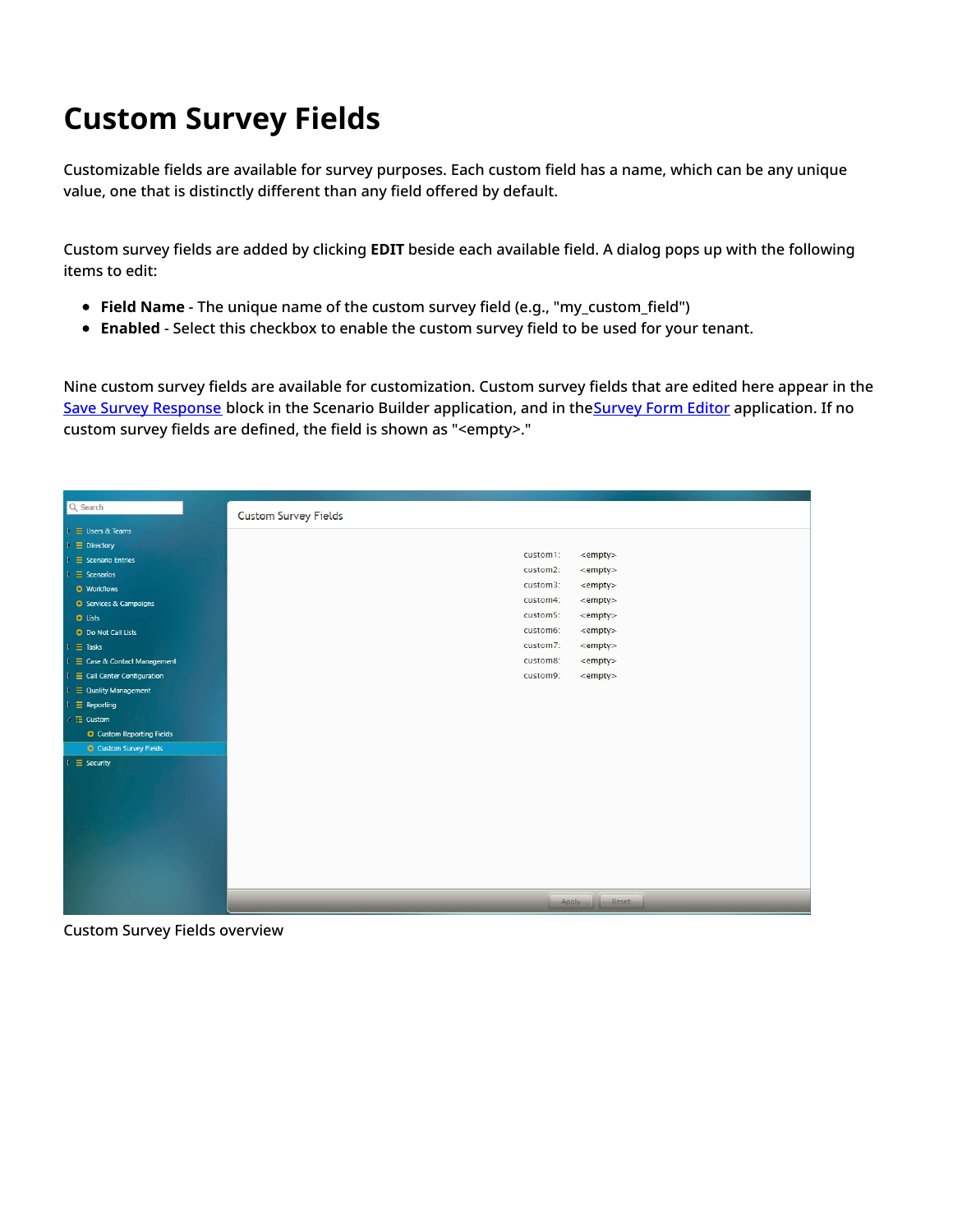# Custom Survey Fields

Customizable fields are available for survey purposes. Each custom field has a name, which can be any unique value, one that is distinctly different than any field offered by default.

Custom survey fields are added by clicking **EDIT** beside each available field. A dialog pops up with the following items to edit:

- **Field Name** - The unique name of the custom survey field (e.g., "my_custom_field")
- **Enabled** - Select this checkbox to enable the custom survey field to be used for your tenant.

Nine custom survey fields are available for customization. Custom survey fields that are edited here appear in the Save Survey Response block in the Scenario Builder application, and in theSurvey Form Editor application. If no custom survey fields are defined, the field is shown as "<empty>."

Custom Survey Fields overview